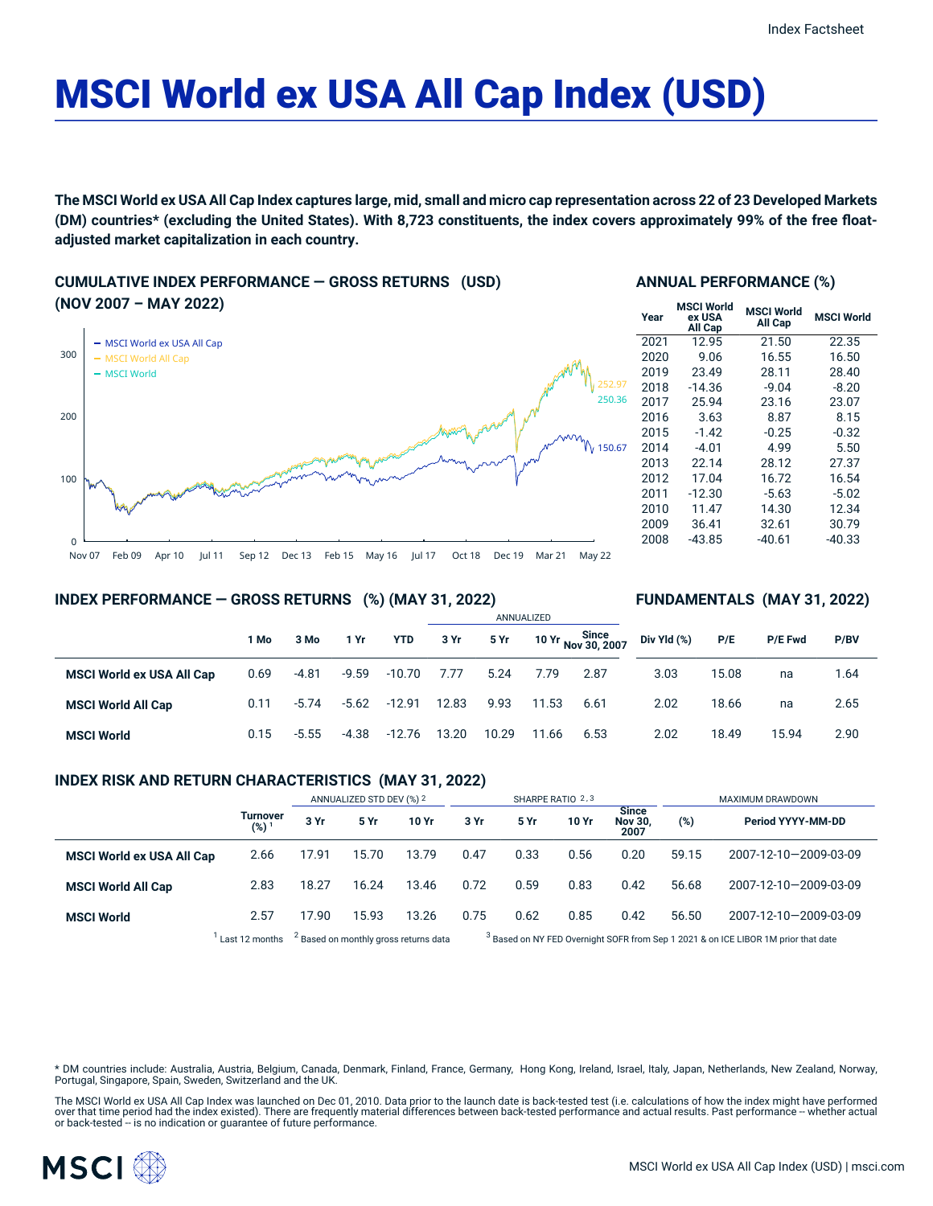# MSCI World ex USA All Cap Index (USD)

**The MSCI World ex USA All Cap Index captures large, mid, small and micro cap representation across 22 of 23 Developed Markets (DM) countries* (excluding the United States). With 8,723 constituents, the index covers approximately 99% of the free float-adjusted market capitalization in each country.**

## CUMULATIVE INDEX PERFORMANCE — GROSS RETURNS (USD) (NOV 2007 – MAY 2022)

- MSCI World ex USA All Cap
- MSCI World All Cap
- MSCI World

Values at May 22: 252.97, 250.36, 150.67

## ANNUAL PERFORMANCE (%)

| Year | MSCI World ex USA All Cap | MSCI World All Cap | MSCI World |
|---|---|---|---|
| 2021 | 12.95 | 21.50 | 22.35 |
| 2020 | 9.06 | 16.55 | 16.50 |
| 2019 | 23.49 | 28.11 | 28.40 |
| 2018 | -14.36 | -9.04 | -8.20 |
| 2017 | 25.94 | 23.16 | 23.07 |
| 2016 | 3.63 | 8.87 | 8.15 |
| 2015 | -1.42 | -0.25 | -0.32 |
| 2014 | -4.01 | 4.99 | 5.50 |
| 2013 | 22.14 | 28.12 | 27.37 |
| 2012 | 17.04 | 16.72 | 16.54 |
| 2011 | -12.30 | -5.63 | -5.02 |
| 2010 | 11.47 | 14.30 | 12.34 |
| 2009 | 36.41 | 32.61 | 30.79 |
| 2008 | -43.85 | -40.61 | -40.33 |

## INDEX PERFORMANCE — GROSS RETURNS (%) (MAY 31, 2022)

## FUNDAMENTALS (MAY 31, 2022)

| | | | | | ANNUALIZED | | | | | | | |
|---|---|---|---|---|---|---|---|---|---|---|---|---|
| | 1 Mo | 3 Mo | 1 Yr | YTD | 3 Yr | 5 Yr | 10 Yr | Since Nov 30, 2007 | Div Yld (%) | P/E | P/E Fwd | P/BV |
| **MSCI World ex USA All Cap** | 0.69 | -4.81 | -9.59 | -10.70 | 7.77 | 5.24 | 7.79 | 2.87 | 3.03 | 15.08 | na | 1.64 |
| **MSCI World All Cap** | 0.11 | -5.74 | -5.62 | -12.91 | 12.83 | 9.93 | 11.53 | 6.61 | 2.02 | 18.66 | na | 2.65 |
| **MSCI World** | 0.15 | -5.55 | -4.38 | -12.76 | 13.20 | 10.29 | 11.66 | 6.53 | 2.02 | 18.49 | 15.94 | 2.90 |

## INDEX RISK AND RETURN CHARACTERISTICS (MAY 31, 2022)

| | | ANNUALIZED STD DEV (%) [2] | | | SHARPE RATIO [2,3] | | | | MAXIMUM DRAWDOWN | |
|---|---|---|---|---|---|---|---|---|---|---|
| | Turnover (%) [1] | 3 Yr | 5 Yr | 10 Yr | 3 Yr | 5 Yr | 10 Yr | Since Nov 30, 2007 | (%) | Period YYYY-MM-DD |
| **MSCI World ex USA All Cap** | 2.66 | 17.91 | 15.70 | 13.79 | 0.47 | 0.33 | 0.56 | 0.20 | 59.15 | 2007-12-10—2009-03-09 |
| **MSCI World All Cap** | 2.83 | 18.27 | 16.24 | 13.46 | 0.72 | 0.59 | 0.83 | 0.42 | 56.68 | 2007-12-10—2009-03-09 |
| **MSCI World** | 2.57 | 17.90 | 15.93 | 13.26 | 0.75 | 0.62 | 0.85 | 0.42 | 56.50 | 2007-12-10—2009-03-09 |

[1] Last 12 months [2] Based on monthly gross returns data [3] Based on NY FED Overnight SOFR from Sep 1 2021 & on ICE LIBOR 1M prior that date

* DM countries include: Australia, Austria, Belgium, Canada, Denmark, Finland, France, Germany, Hong Kong, Ireland, Israel, Italy, Japan, Netherlands, New Zealand, Norway, Portugal, Singapore, Spain, Sweden, Switzerland and the UK.

The MSCI World ex USA All Cap Index was launched on Dec 01, 2010. Data prior to the launch date is back-tested test (i.e. calculations of how the index might have performed over that time period had the index existed). There are frequently material differences between back-tested performance and actual results. Past performance -- whether actual or back-tested -- is no indication or guarantee of future performance.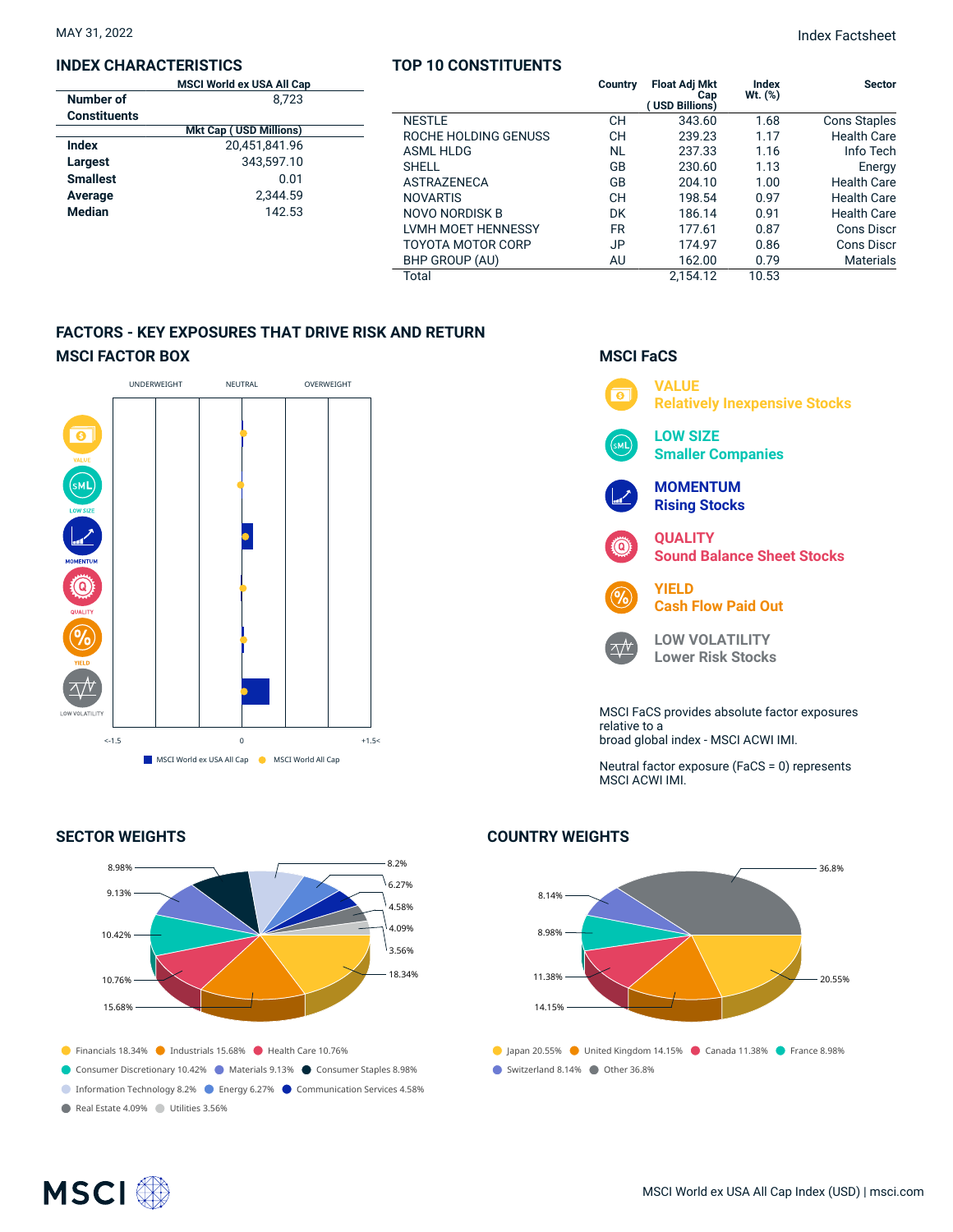MAY 31, 2022

Index Factsheet

## INDEX CHARACTERISTICS

| | MSCI World ex USA All Cap |
|---|---|
| **Number of Constituents** | 8,723 |
| | **Mkt Cap ( USD Millions)** |
| **Index** | 20,451,841.96 |
| **Largest** | 343,597.10 |
| **Smallest** | 0.01 |
| **Average** | 2,344.59 |
| **Median** | 142.53 |

## TOP 10 CONSTITUENTS

| | Country | Float Adj Mkt Cap ( USD Billions) | Index Wt. (%) | Sector |
|---|---|---|---|---|
| NESTLE | CH | 343.60 | 1.68 | Cons Staples |
| ROCHE HOLDING GENUSS | CH | 239.23 | 1.17 | Health Care |
| ASML HLDG | NL | 237.33 | 1.16 | Info Tech |
| SHELL | GB | 230.60 | 1.13 | Energy |
| ASTRAZENECA | GB | 204.10 | 1.00 | Health Care |
| NOVARTIS | CH | 198.54 | 0.97 | Health Care |
| NOVO NORDISK B | DK | 186.14 | 0.91 | Health Care |
| LVMH MOET HENNESSY | FR | 177.61 | 0.87 | Cons Discr |
| TOYOTA MOTOR CORP | JP | 174.97 | 0.86 | Cons Discr |
| BHP GROUP (AU) | AU | 162.00 | 0.79 | Materials |
| Total | | 2,154.12 | 10.53 | |

## FACTORS - KEY EXPOSURES THAT DRIVE RISK AND RETURN

### MSCI FACTOR BOX

UNDERWEIGHT NEUTRAL OVERWEIGHT

VALUE, LOW SIZE, MOMENTUM, QUALITY, YIELD, LOW VOLATILITY

<-1.5 0 +1.5<

MSCI World ex USA All Cap MSCI World All Cap

### MSCI FaCS

**VALUE**
Relatively Inexpensive Stocks

**LOW SIZE**
Smaller Companies

**MOMENTUM**
Rising Stocks

**QUALITY**
Sound Balance Sheet Stocks

**YIELD**
Cash Flow Paid Out

**LOW VOLATILITY**
Lower Risk Stocks

MSCI FaCS provides absolute factor exposures relative to a broad global index - MSCI ACWI IMI.

Neutral factor exposure (FaCS = 0) represents MSCI ACWI IMI.

## SECTOR WEIGHTS

- Financials 18.34%
- Industrials 15.68%
- Health Care 10.76%
- Consumer Discretionary 10.42%
- Materials 9.13%
- Consumer Staples 8.98%
- Information Technology 8.2%
- Energy 6.27%
- Communication Services 4.58%
- Real Estate 4.09%
- Utilities 3.56%

## COUNTRY WEIGHTS

- Japan 20.55%
- United Kingdom 14.15%
- Canada 11.38%
- France 8.98%
- Switzerland 8.14%
- Other 36.8%

MSCI World ex USA All Cap Index (USD) | msci.com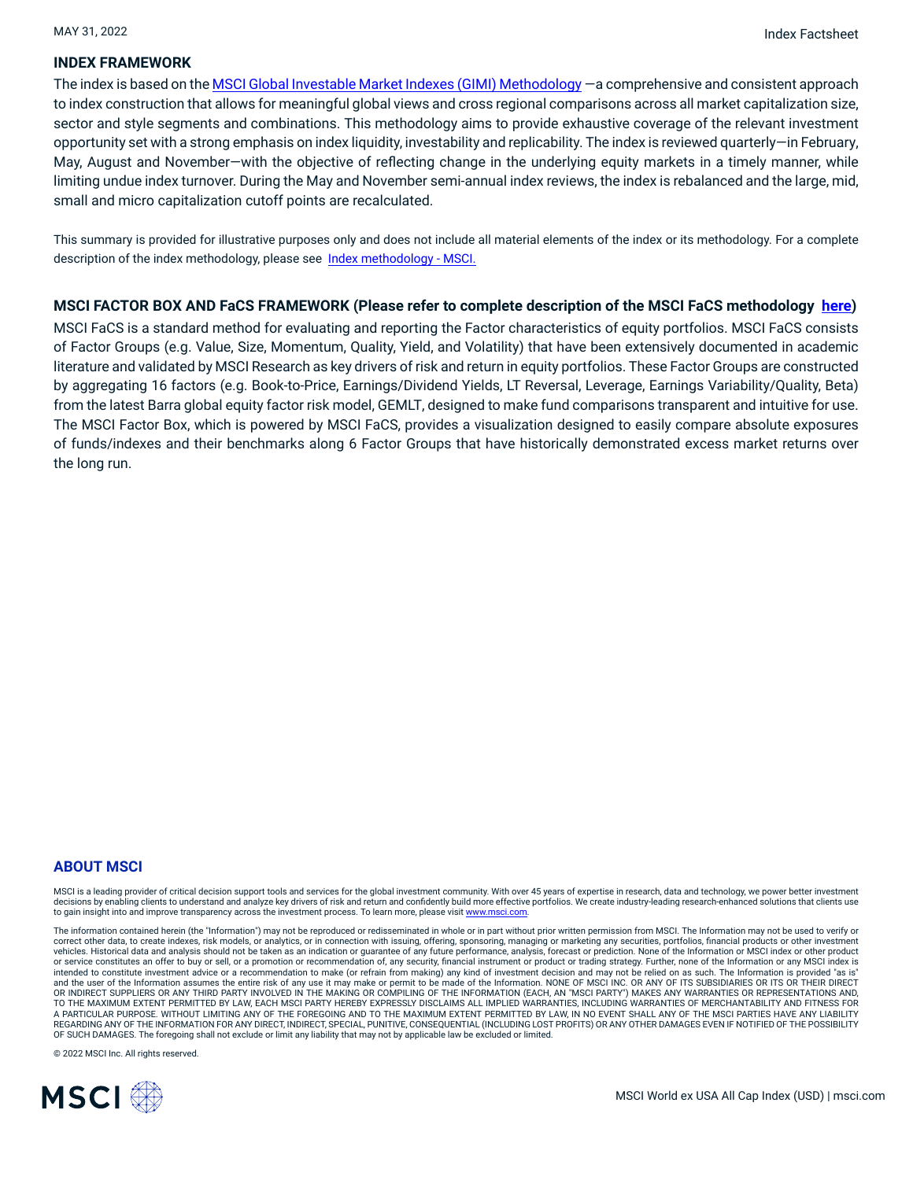## INDEX FRAMEWORK

The index is based on the MSCI Global Investable Market Indexes (GIMI) Methodology —a comprehensive and consistent approach to index construction that allows for meaningful global views and cross regional comparisons across all market capitalization size, sector and style segments and combinations. This methodology aims to provide exhaustive coverage of the relevant investment opportunity set with a strong emphasis on index liquidity, investability and replicability. The index is reviewed quarterly—in February, May, August and November—with the objective of reflecting change in the underlying equity markets in a timely manner, while limiting undue index turnover. During the May and November semi-annual index reviews, the index is rebalanced and the large, mid, small and micro capitalization cutoff points are recalculated.

This summary is provided for illustrative purposes only and does not include all material elements of the index or its methodology. For a complete description of the index methodology, please see Index methodology - MSCI.

## MSCI FACTOR BOX AND FaCS FRAMEWORK (Please refer to complete description of the MSCI FaCS methodology here)

MSCI FaCS is a standard method for evaluating and reporting the Factor characteristics of equity portfolios. MSCI FaCS consists of Factor Groups (e.g. Value, Size, Momentum, Quality, Yield, and Volatility) that have been extensively documented in academic literature and validated by MSCI Research as key drivers of risk and return in equity portfolios. These Factor Groups are constructed by aggregating 16 factors (e.g. Book-to-Price, Earnings/Dividend Yields, LT Reversal, Leverage, Earnings Variability/Quality, Beta) from the latest Barra global equity factor risk model, GEMLT, designed to make fund comparisons transparent and intuitive for use. The MSCI Factor Box, which is powered by MSCI FaCS, provides a visualization designed to easily compare absolute exposures of funds/indexes and their benchmarks along 6 Factor Groups that have historically demonstrated excess market returns over the long run.

## ABOUT MSCI

MSCI is a leading provider of critical decision support tools and services for the global investment community. With over 45 years of expertise in research, data and technology, we power better investment decisions by enabling clients to understand and analyze key drivers of risk and return and confidently build more effective portfolios. We create industry-leading research-enhanced solutions that clients use to gain insight into and improve transparency across the investment process. To learn more, please visit www.msci.com.

The information contained herein (the "Information") may not be reproduced or redisseminated in whole or in part without prior written permission from MSCI. The Information may not be used to verify or correct other data, to create indexes, risk models, or analytics, or in connection with issuing, offering, sponsoring, managing or marketing any securities, portfolios, financial products or other investment vehicles. Historical data and analysis should not be taken as an indication or guarantee of any future performance, analysis, forecast or prediction. None of the Information or MSCI index or other product or service constitutes an offer to buy or sell, or a promotion or recommendation of, any security, financial instrument or product or trading strategy. Further, none of the Information or any MSCI index is intended to constitute investment advice or a recommendation to make (or refrain from making) any kind of investment decision and may not be relied on as such. The Information is provided "as is" and the user of the Information assumes the entire risk of any use it may make or permit to be made of the Information. NONE OF MSCI INC. OR ANY OF ITS SUBSIDIARIES OR ITS OR THEIR DIRECT OR INDIRECT SUPPLIERS OR ANY THIRD PARTY INVOLVED IN THE MAKING OR COMPILING OF THE INFORMATION (EACH, AN "MSCI PARTY") MAKES ANY WARRANTIES OR REPRESENTATIONS AND, TO THE MAXIMUM EXTENT PERMITTED BY LAW, EACH MSCI PARTY HEREBY EXPRESSLY DISCLAIMS ALL IMPLIED WARRANTIES, INCLUDING WARRANTIES OF MERCHANTABILITY AND FITNESS FOR A PARTICULAR PURPOSE. WITHOUT LIMITING ANY OF THE FOREGOING AND TO THE MAXIMUM EXTENT PERMITTED BY LAW, IN NO EVENT SHALL ANY OF THE MSCI PARTIES HAVE ANY LIABILITY REGARDING ANY OF THE INFORMATION FOR ANY DIRECT, INDIRECT, SPECIAL, PUNITIVE, CONSEQUENTIAL (INCLUDING LOST PROFITS) OR ANY OTHER DAMAGES EVEN IF NOTIFIED OF THE POSSIBILITY OF SUCH DAMAGES. The foregoing shall not exclude or limit any liability that may not by applicable law be excluded or limited.

© 2022 MSCI Inc. All rights reserved.